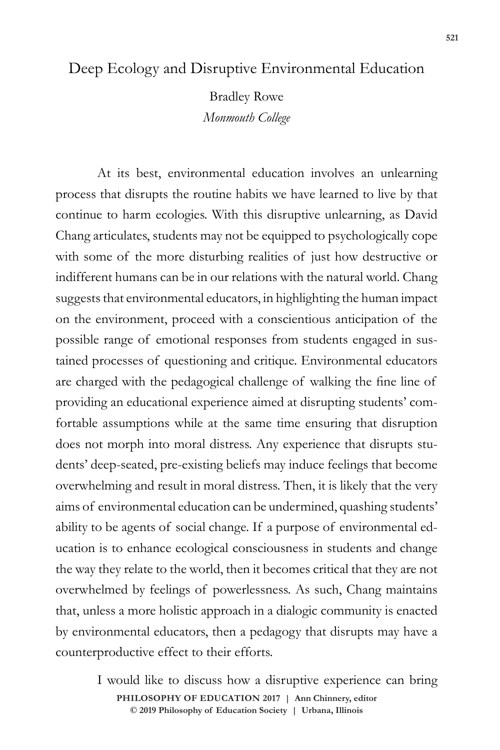# Deep Ecology and Disruptive Environmental Education

Bradley Rowe
*Monmouth College*

At its best, environmental education involves an unlearning process that disrupts the routine habits we have learned to live by that continue to harm ecologies. With this disruptive unlearning, as David Chang articulates, students may not be equipped to psychologically cope with some of the more disturbing realities of just how destructive or indifferent humans can be in our relations with the natural world. Chang suggests that environmental educators, in highlighting the human impact on the environment, proceed with a conscientious anticipation of the possible range of emotional responses from students engaged in sustained processes of questioning and critique. Environmental educators are charged with the pedagogical challenge of walking the fine line of providing an educational experience aimed at disrupting students' comfortable assumptions while at the same time ensuring that disruption does not morph into moral distress. Any experience that disrupts students' deep-seated, pre-existing beliefs may induce feelings that become overwhelming and result in moral distress. Then, it is likely that the very aims of environmental education can be undermined, quashing students' ability to be agents of social change. If a purpose of environmental education is to enhance ecological consciousness in students and change the way they relate to the world, then it becomes critical that they are not overwhelmed by feelings of powerlessness. As such, Chang maintains that, unless a more holistic approach in a dialogic community is enacted by environmental educators, then a pedagogy that disrupts may have a counterproductive effect to their efforts.

I would like to discuss how a disruptive experience can bring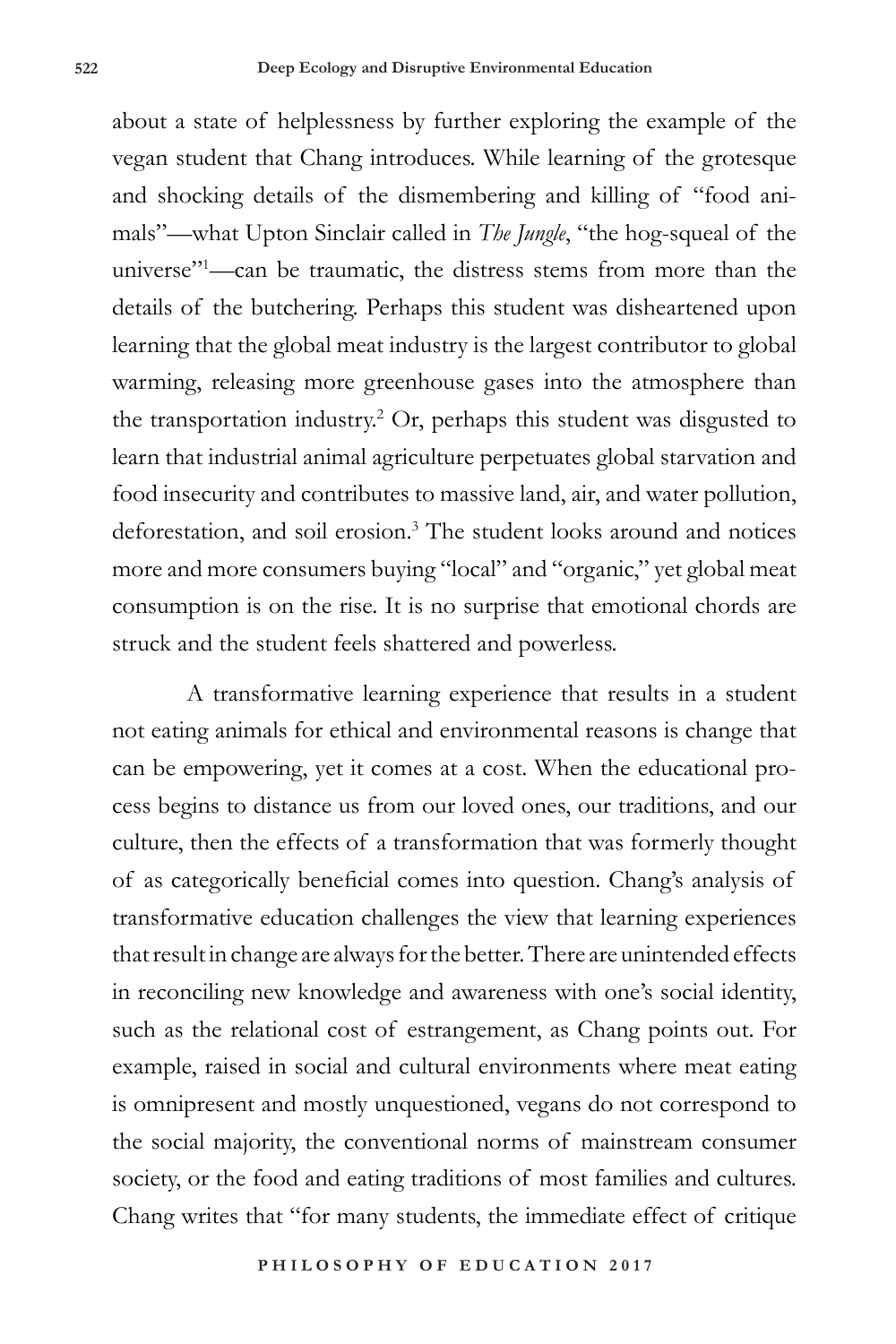about a state of helplessness by further exploring the example of the vegan student that Chang introduces. While learning of the grotesque and shocking details of the dismembering and killing of "food animals"—what Upton Sinclair called in *The Jungle*, "the hog-squeal of the universe"[1]—can be traumatic, the distress stems from more than the details of the butchering. Perhaps this student was disheartened upon learning that the global meat industry is the largest contributor to global warming, releasing more greenhouse gases into the atmosphere than the transportation industry.[2] Or, perhaps this student was disgusted to learn that industrial animal agriculture perpetuates global starvation and food insecurity and contributes to massive land, air, and water pollution, deforestation, and soil erosion.[3] The student looks around and notices more and more consumers buying "local" and "organic," yet global meat consumption is on the rise. It is no surprise that emotional chords are struck and the student feels shattered and powerless.

A transformative learning experience that results in a student not eating animals for ethical and environmental reasons is change that can be empowering, yet it comes at a cost. When the educational process begins to distance us from our loved ones, our traditions, and our culture, then the effects of a transformation that was formerly thought of as categorically beneficial comes into question. Chang's analysis of transformative education challenges the view that learning experiences that result in change are always for the better. There are unintended effects in reconciling new knowledge and awareness with one's social identity, such as the relational cost of estrangement, as Chang points out. For example, raised in social and cultural environments where meat eating is omnipresent and mostly unquestioned, vegans do not correspond to the social majority, the conventional norms of mainstream consumer society, or the food and eating traditions of most families and cultures. Chang writes that "for many students, the immediate effect of critique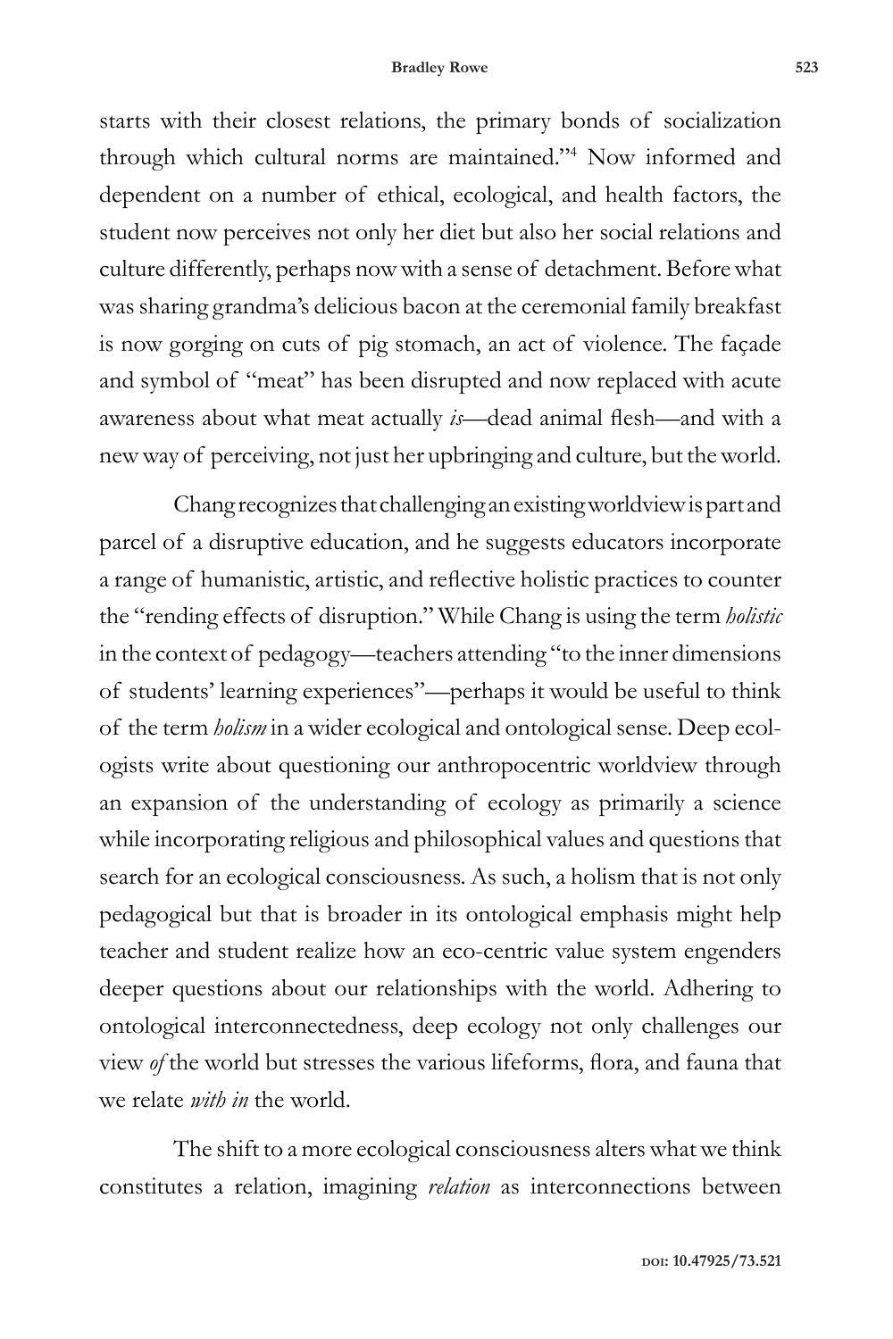starts with their closest relations, the primary bonds of socialization through which cultural norms are maintained."[4] Now informed and dependent on a number of ethical, ecological, and health factors, the student now perceives not only her diet but also her social relations and culture differently, perhaps now with a sense of detachment. Before what was sharing grandma's delicious bacon at the ceremonial family breakfast is now gorging on cuts of pig stomach, an act of violence. The façade and symbol of "meat" has been disrupted and now replaced with acute awareness about what meat actually *is*—dead animal flesh—and with a new way of perceiving, not just her upbringing and culture, but the world.

Chang recognizes that challenging an existing worldview is part and parcel of a disruptive education, and he suggests educators incorporate a range of humanistic, artistic, and reflective holistic practices to counter the "rending effects of disruption." While Chang is using the term *holistic* in the context of pedagogy—teachers attending "to the inner dimensions of students' learning experiences"—perhaps it would be useful to think of the term *holism* in a wider ecological and ontological sense. Deep ecologists write about questioning our anthropocentric worldview through an expansion of the understanding of ecology as primarily a science while incorporating religious and philosophical values and questions that search for an ecological consciousness. As such, a holism that is not only pedagogical but that is broader in its ontological emphasis might help teacher and student realize how an eco-centric value system engenders deeper questions about our relationships with the world. Adhering to ontological interconnectedness, deep ecology not only challenges our view *of* the world but stresses the various lifeforms, flora, and fauna that we relate *with in* the world.

The shift to a more ecological consciousness alters what we think constitutes a relation, imagining *relation* as interconnections between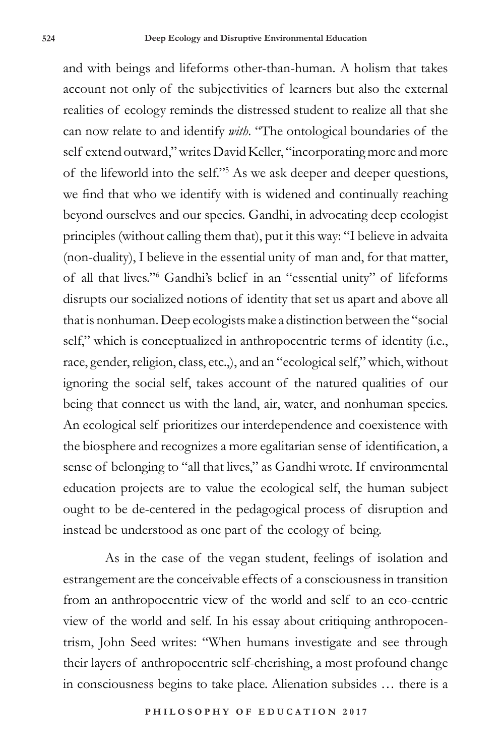and with beings and lifeforms other-than-human. A holism that takes account not only of the subjectivities of learners but also the external realities of ecology reminds the distressed student to realize all that she can now relate to and identify *with*. "The ontological boundaries of the self extend outward," writes David Keller, "incorporating more and more of the lifeworld into the self."[5] As we ask deeper and deeper questions, we find that who we identify with is widened and continually reaching beyond ourselves and our species. Gandhi, in advocating deep ecologist principles (without calling them that), put it this way: "I believe in advaita (non-duality), I believe in the essential unity of man and, for that matter, of all that lives."[6] Gandhi's belief in an "essential unity" of lifeforms disrupts our socialized notions of identity that set us apart and above all that is nonhuman. Deep ecologists make a distinction between the "social self," which is conceptualized in anthropocentric terms of identity (i.e., race, gender, religion, class, etc.,), and an "ecological self," which, without ignoring the social self, takes account of the natured qualities of our being that connect us with the land, air, water, and nonhuman species. An ecological self prioritizes our interdependence and coexistence with the biosphere and recognizes a more egalitarian sense of identification, a sense of belonging to "all that lives," as Gandhi wrote. If environmental education projects are to value the ecological self, the human subject ought to be de-centered in the pedagogical process of disruption and instead be understood as one part of the ecology of being.

As in the case of the vegan student, feelings of isolation and estrangement are the conceivable effects of a consciousness in transition from an anthropocentric view of the world and self to an eco-centric view of the world and self. In his essay about critiquing anthropocentrism, John Seed writes: "When humans investigate and see through their layers of anthropocentric self-cherishing, a most profound change in consciousness begins to take place. Alienation subsides … there is a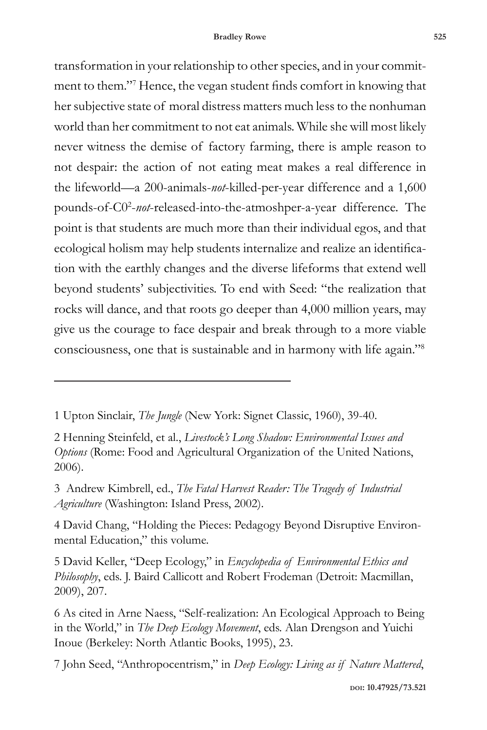transformation in your relationship to other species, and in your commitment to them."[7] Hence, the vegan student finds comfort in knowing that her subjective state of moral distress matters much less to the nonhuman world than her commitment to not eat animals. While she will most likely never witness the demise of factory farming, there is ample reason to not despair: the action of not eating meat makes a real difference in the lifeworld—a 200-animals-*not*-killed-per-year difference and a 1,600 pounds-of-$C0^2$-*not*-released-into-the-atmoshper-a-year difference. The point is that students are much more than their individual egos, and that ecological holism may help students internalize and realize an identification with the earthly changes and the diverse lifeforms that extend well beyond students' subjectivities. To end with Seed: "the realization that rocks will dance, and that roots go deeper than 4,000 million years, may give us the courage to face despair and break through to a more viable consciousness, one that is sustainable and in harmony with life again."[8]

---

1 Upton Sinclair, *The Jungle* (New York: Signet Classic, 1960), 39-40.

2 Henning Steinfeld, et al., *Livestock's Long Shadow: Environmental Issues and Options* (Rome: Food and Agricultural Organization of the United Nations, 2006).

3 Andrew Kimbrell, ed., *The Fatal Harvest Reader: The Tragedy of Industrial Agriculture* (Washington: Island Press, 2002).

4 David Chang, "Holding the Pieces: Pedagogy Beyond Disruptive Environmental Education," this volume.

5 David Keller, "Deep Ecology," in *Encyclopedia of Environmental Ethics and Philosophy*, eds. J. Baird Callicott and Robert Frodeman (Detroit: Macmillan, 2009), 207.

6 As cited in Arne Naess, "Self-realization: An Ecological Approach to Being in the World," in *The Deep Ecology Movement*, eds. Alan Drengson and Yuichi Inoue (Berkeley: North Atlantic Books, 1995), 23.

7 John Seed, "Anthropocentrism," in *Deep Ecology: Living as if Nature Mattered*,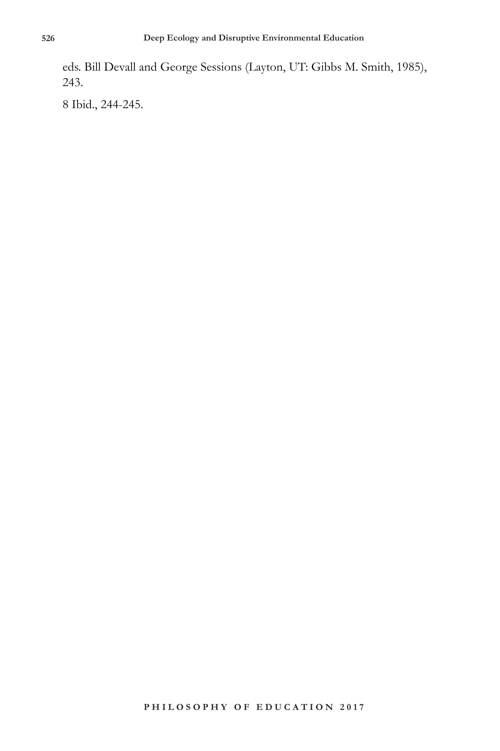eds. Bill Devall and George Sessions (Layton, UT: Gibbs M. Smith, 1985), 243.

8 Ibid., 244-245.